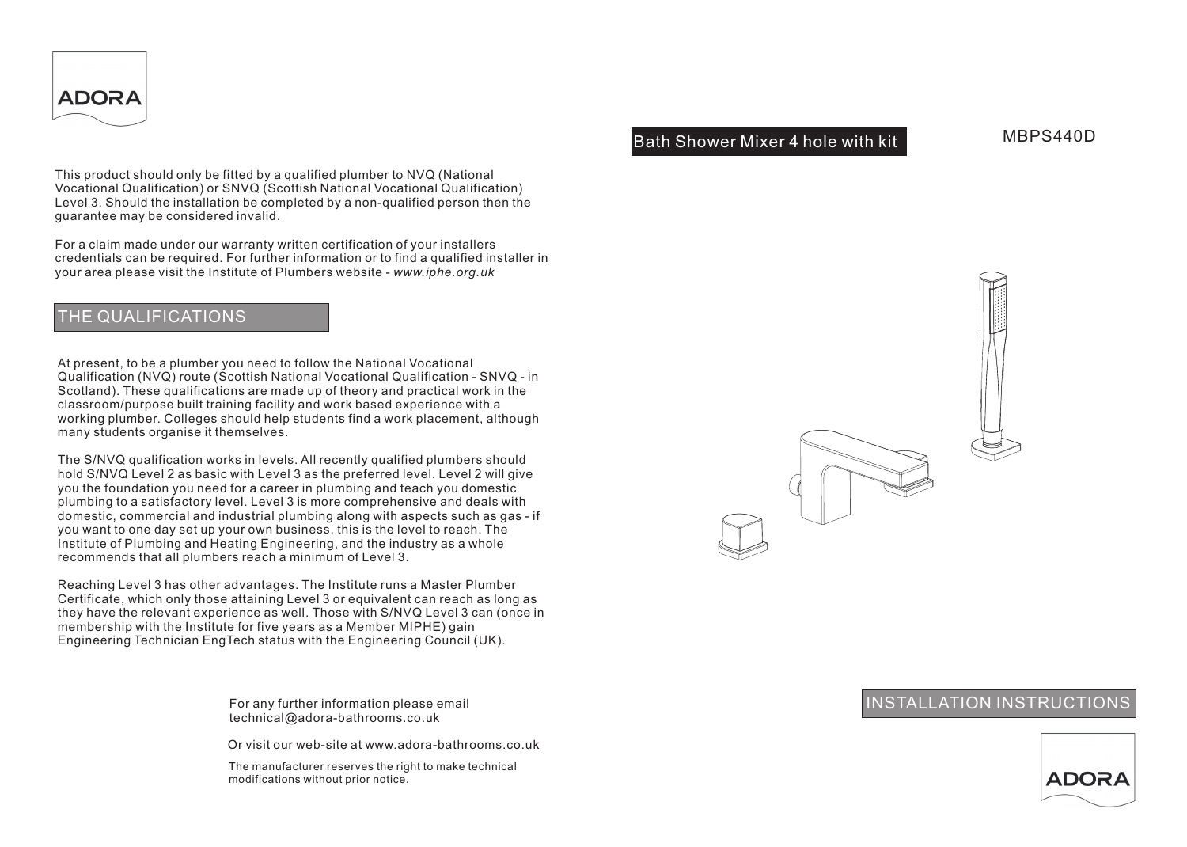ADORA

This product should only be fitted by a qualified plumber to NVQ (National Vocational Qualification) or SNVQ (Scottish National Vocational Qualification) Level 3. Should the installation be completed by a non-qualified person then the guarantee may be considered invalid.

For a claim made under our warranty written certification of your installers credentials can be required. For further information or to find a qualified installer in your area please visit the Institute of Plumbers website - *www.iphe.org.uk*

## THE QUALIFICATIONS

At present, to be a plumber you need to follow the National Vocational Qualification (NVQ) route (Scottish National Vocational Qualification - SNVQ - in Scotland). These qualifications are made up of theory and practical work in the classroom/purpose built training facility and work based experience with a working plumber. Colleges should help students find a work placement, although many students organise it themselves.

The S/NVQ qualification works in levels. All recently qualified plumbers should hold S/NVQ Level 2 as basic with Level 3 as the preferred level. Level 2 will give you the foundation you need for a career in plumbing and teach you domestic plumbing to a satisfactory level. Level 3 is more comprehensive and deals with domestic, commercial and industrial plumbing along with aspects such as gas - if you want to one day set up your own business, this is the level to reach. The Institute of Plumbing and Heating Engineering, and the industry as a whole recommends that all plumbers reach a minimum of Level 3.

Reaching Level 3 has other advantages. The Institute runs a Master Plumber Certificate, which only those attaining Level 3 or equivalent can reach as long as they have the relevant experience as well. Those with S/NVQ Level 3 can (once in membership with the Institute for five years as a Member MIPHE) gain Engineering Technician EngTech status with the Engineering Council (UK).

For any further information please email technical@adora-bathrooms.co.uk

Or visit our web-site at www.adora-bathrooms.co.uk

The manufacturer reserves the right to make technical modifications without prior notice.

## Bath Shower Mixer 4 hole with kit

MBPS440D

## INSTALLATION INSTRUCTIONS

ADORA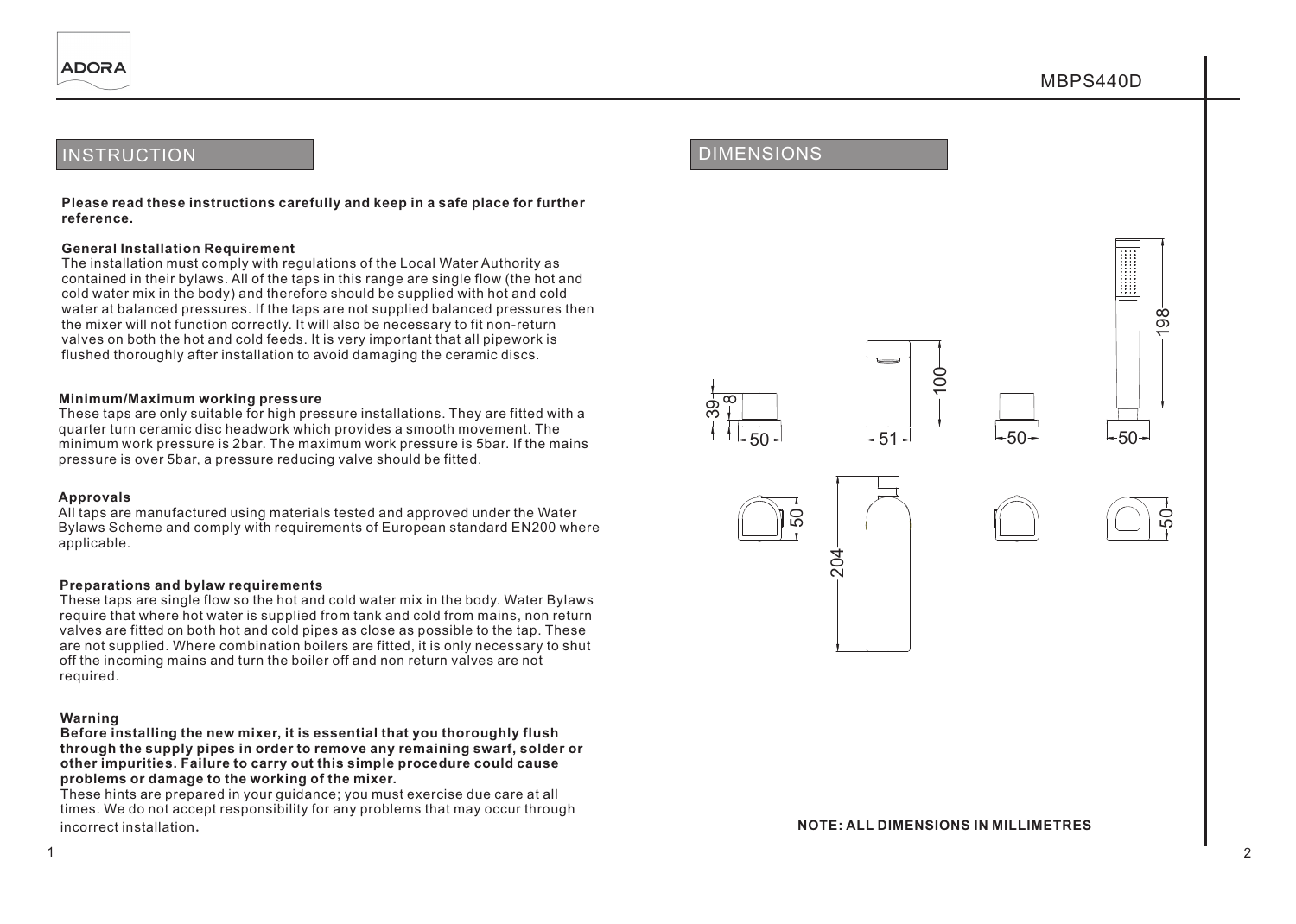## INSTRUCTION

**Please read these instructions carefully and keep in a safe place for further reference.**

**General Installation Requirement**

The installation must comply with regulations of the Local Water Authority as contained in their bylaws. All of the taps in this range are single flow (the hot and cold water mix in the body) and therefore should be supplied with hot and cold water at balanced pressures. If the taps are not supplied balanced pressures then the mixer will not function correctly. It will also be necessary to fit non-return valves on both the hot and cold feeds. It is very important that all pipework is flushed thoroughly after installation to avoid damaging the ceramic discs.

**Minimum/Maximum working pressure**

These taps are only suitable for high pressure installations. They are fitted with a quarter turn ceramic disc headwork which provides a smooth movement. The minimum work pressure is 2bar. The maximum work pressure is 5bar. If the mains pressure is over 5bar, a pressure reducing valve should be fitted.

**Approvals**

All taps are manufactured using materials tested and approved under the Water Bylaws Scheme and comply with requirements of European standard EN200 where applicable.

**Preparations and bylaw requirements**

These taps are single flow so the hot and cold water mix in the body. Water Bylaws require that where hot water is supplied from tank and cold from mains, non return valves are fitted on both hot and cold pipes as close as possible to the tap. These are not supplied. Where combination boilers are fitted, it is only necessary to shut off the incoming mains and turn the boiler off and non return valves are not required.

**Warning**

**Before installing the new mixer, it is essential that you thoroughly flush through the supply pipes in order to remove any remaining swarf, solder or other impurities. Failure to carry out this simple procedure could cause problems or damage to the working of the mixer.**

These hints are prepared in your guidance; you must exercise due care at all times. We do not accept responsibility for any problems that may occur through incorrect installation.

## DIMENSIONS

39 8 50 100 51 50 198 50 50 204 50

**NOTE: ALL DIMENSIONS IN MILLIMETRES**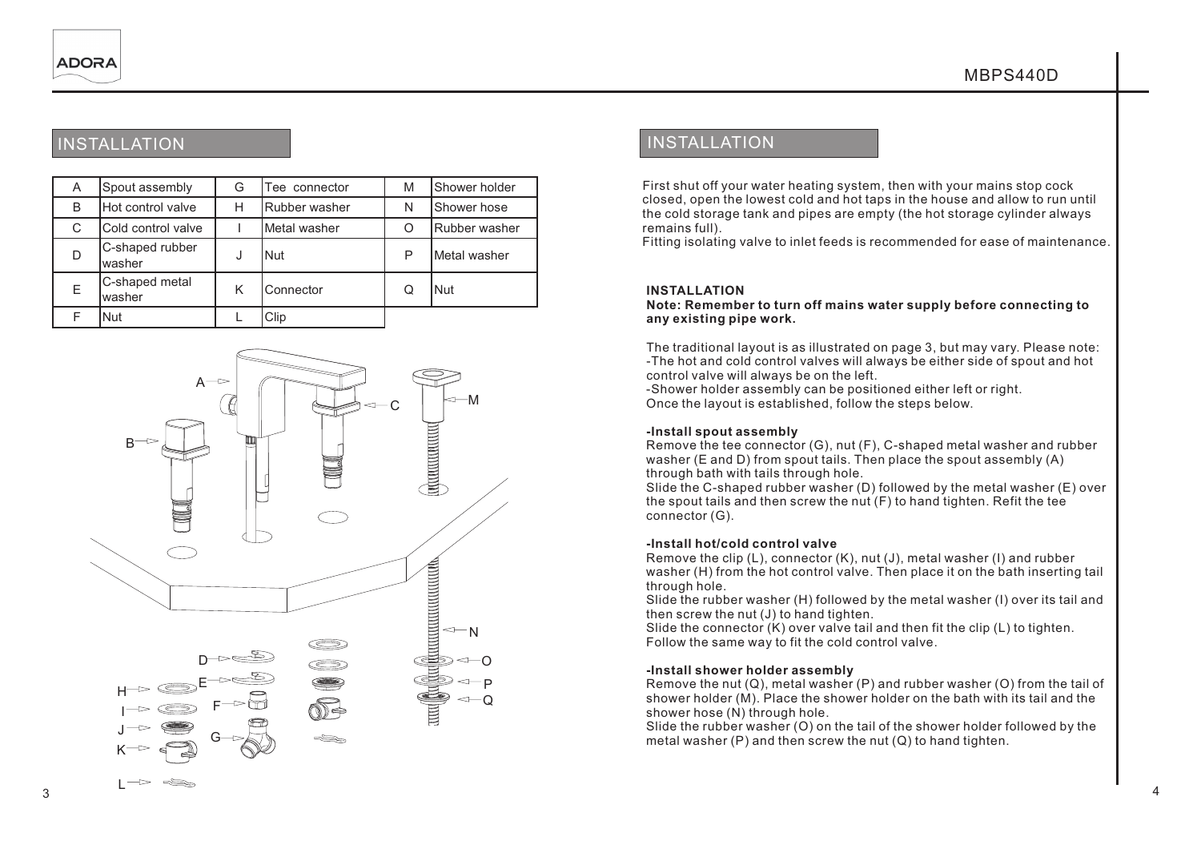## INSTALLATION

| A | Spout assembly | G | Tee connector | M | Shower holder |
|---|---|---|---|---|---|
| B | Hot control valve | H | Rubber washer | N | Shower hose |
| C | Cold control valve | I | Metal washer | O | Rubber washer |
| D | C-shaped rubber washer | J | Nut | P | Metal washer |
| E | C-shaped metal washer | K | Connector | Q | Nut |
| F | Nut | L | Clip | | |

## INSTALLATION

First shut off your water heating system, then with your mains stop cock closed, open the lowest cold and hot taps in the house and allow to run until the cold storage tank and pipes are empty (the hot storage cylinder always remains full).
Fitting isolating valve to inlet feeds is recommended for ease of maintenance.

**INSTALLATION**
**Note: Remember to turn off mains water supply before connecting to any existing pipe work.**

The traditional layout is as illustrated on page 3, but may vary. Please note:
-The hot and cold control valves will always be either side of spout and hot control valve will always be on the left.
-Shower holder assembly can be positioned either left or right.
Once the layout is established, follow the steps below.

**-Install spout assembly**
Remove the tee connector (G), nut (F), C-shaped metal washer and rubber washer (E and D) from spout tails. Then place the spout assembly (A) through bath with tails through hole.
Slide the C-shaped rubber washer (D) followed by the metal washer (E) over the spout tails and then screw the nut (F) to hand tighten. Refit the tee connector (G).

**-Install hot/cold control valve**
Remove the clip (L), connector (K), nut (J), metal washer (I) and rubber washer (H) from the hot control valve. Then place it on the bath inserting tail through hole.
Slide the rubber washer (H) followed by the metal washer (I) over its tail and then screw the nut (J) to hand tighten.
Slide the connector (K) over valve tail and then fit the clip (L) to tighten.
Follow the same way to fit the cold control valve.

**-Install shower holder assembly**
Remove the nut (Q), metal washer (P) and rubber washer (O) from the tail of shower holder (M). Place the shower holder on the bath with its tail and the shower hose (N) through hole.
Slide the rubber washer (O) on the tail of the shower holder followed by the metal washer (P) and then screw the nut (Q) to hand tighten.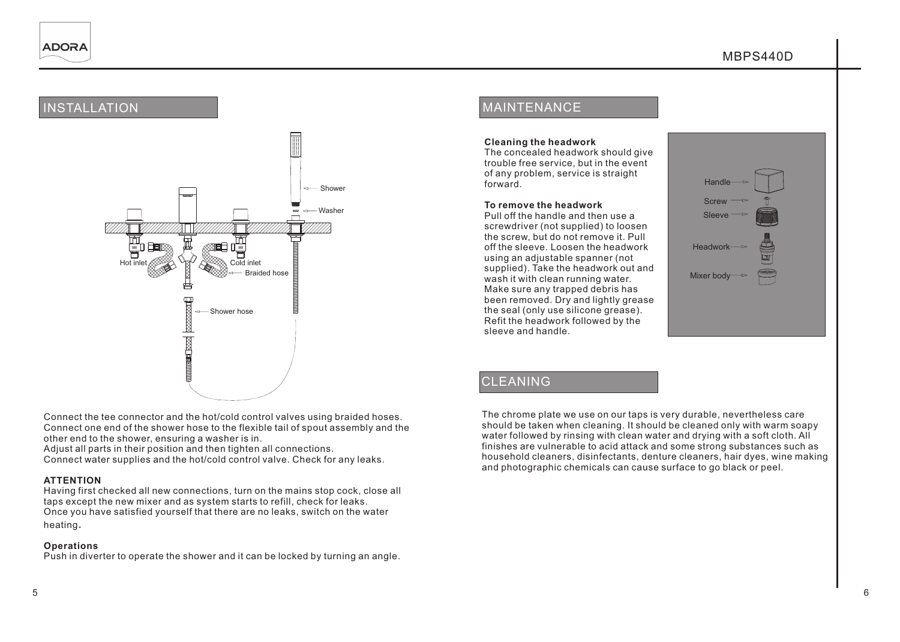## INSTALLATION

Shower
Washer
Hot inlet
Cold inlet
Braided hose
Shower hose

Connect the tee connector and the hot/cold control valves using braided hoses.
Connect one end of the shower hose to the flexible tail of spout assembly and the other end to the shower, ensuring a washer is in.
Adjust all parts in their position and then tighten all connections.
Connect water supplies and the hot/cold control valve. Check for any leaks.

**ATTENTION**
Having first checked all new connections, turn on the mains stop cock, close all taps except the new mixer and as system starts to refill, check for leaks.
Once you have satisfied yourself that there are no leaks, switch on the water heating.

**Operations**
Push in diverter to operate the shower and it can be locked by turning an angle.

## MAINTENANCE

**Cleaning the headwork**
The concealed headwork should give trouble free service, but in the event of any problem, service is straight forward.

**To remove the headwork**
Pull off the handle and then use a screwdriver (not supplied) to loosen the screw, but do not remove it. Pull off the sleeve. Loosen the headwork using an adjustable spanner (not supplied). Take the headwork out and wash it with clean running water. Make sure any trapped debris has been removed. Dry and lightly grease the seal (only use silicone grease). Refit the headwork followed by the sleeve and handle.

Handle
Screw
Sleeve
Headwork
Mixer body

## CLEANING

The chrome plate we use on our taps is very durable, nevertheless care should be taken when cleaning. It should be cleaned only with warm soapy water followed by rinsing with clean water and drying with a soft cloth. All finishes are vulnerable to acid attack and some strong substances such as household cleaners, disinfectants, denture cleaners, hair dyes, wine making and photographic chemicals can cause surface to go black or peel.